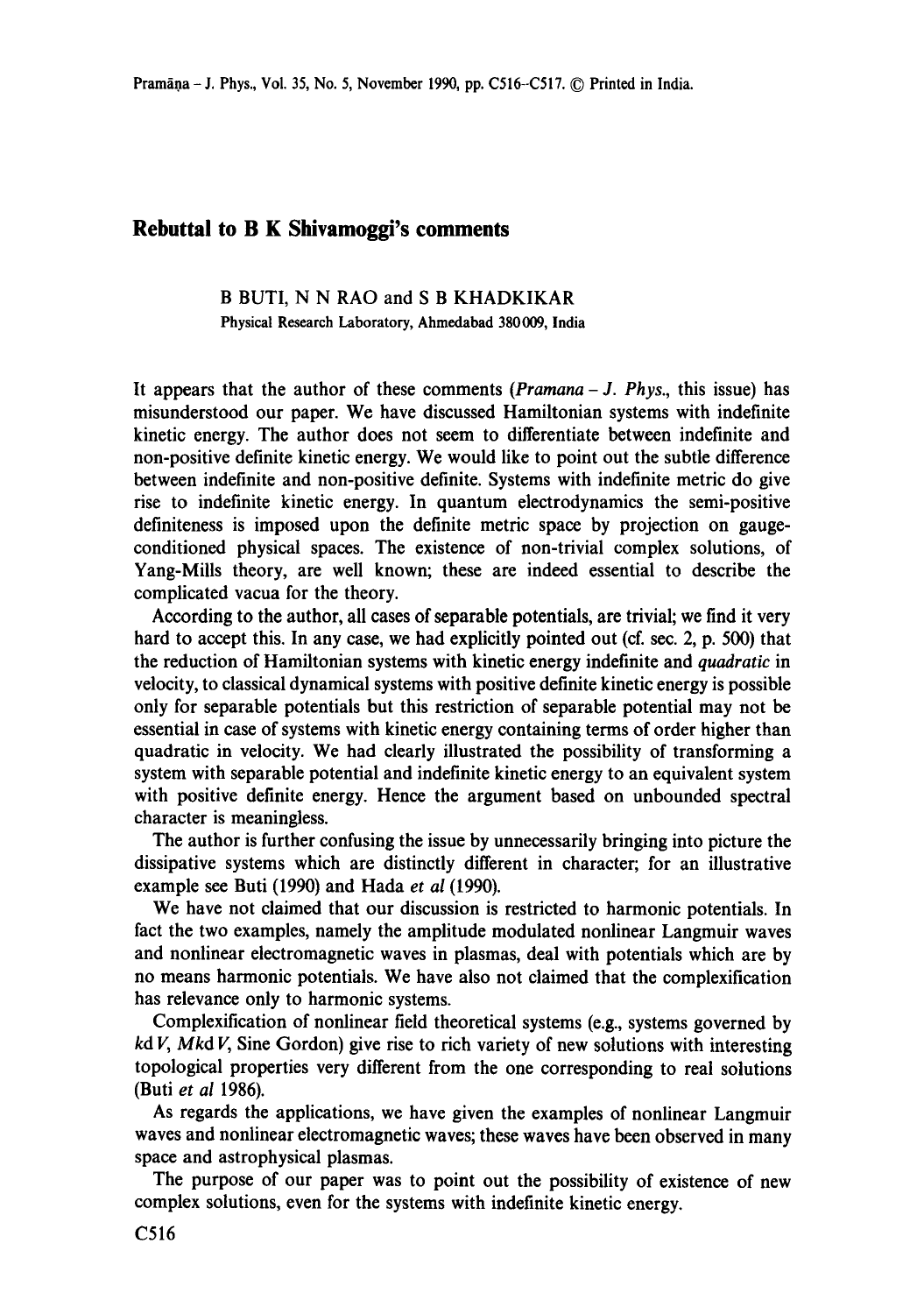# Rebuttal to B K Shivamoggi's comments

B BUTI, N N RAO and S B KHADKIKAR

Physical Research Laboratory, Ahmedabad 380 009, India

It appears that the author of these comments (*Pramana – J. Phys.*, this issue) has misunderstood our paper. We have discussed Hamiltonian systems with indefinite kinetic energy. The author does not seem to differentiate between indefinite and non-positive definite kinetic energy. We would like to point out the subtle difference between indefinite and non-positive definite. Systems with indefinite metric do give rise to indefinite kinetic energy. In quantum electrodynamics the semi-positive definiteness is imposed upon the definite metric space by projection on gauge-conditioned physical spaces. The existence of non-trivial complex solutions, of Yang-Mills theory, are well known; these are indeed essential to describe the complicated vacua for the theory.

According to the author, all cases of separable potentials, are trivial; we find it very hard to accept this. In any case, we had explicitly pointed out (cf. sec. 2, p. 500) that the reduction of Hamiltonian systems with kinetic energy indefinite and *quadratic* in velocity, to classical dynamical systems with positive definite kinetic energy is possible only for separable potentials but this restriction of separable potential may not be essential in case of systems with kinetic energy containing terms of order higher than quadratic in velocity. We had clearly illustrated the possibility of transforming a system with separable potential and indefinite kinetic energy to an equivalent system with positive definite energy. Hence the argument based on unbounded spectral character is meaningless.

The author is further confusing the issue by unnecessarily bringing into picture the dissipative systems which are distinctly different in character; for an illustrative example see Buti (1990) and Hada *et al* (1990).

We have not claimed that our discussion is restricted to harmonic potentials. In fact the two examples, namely the amplitude modulated nonlinear Langmuir waves and nonlinear electromagnetic waves in plasmas, deal with potentials which are by no means harmonic potentials. We have also not claimed that the complexification has relevance only to harmonic systems.

Complexification of nonlinear field theoretical systems (e.g., systems governed by $kdV$, $MkdV$, Sine Gordon) give rise to rich variety of new solutions with interesting topological properties very different from the one corresponding to real solutions (Buti *et al* 1986).

As regards the applications, we have given the examples of nonlinear Langmuir waves and nonlinear electromagnetic waves; these waves have been observed in many space and astrophysical plasmas.

The purpose of our paper was to point out the possibility of existence of new complex solutions, even for the systems with indefinite kinetic energy.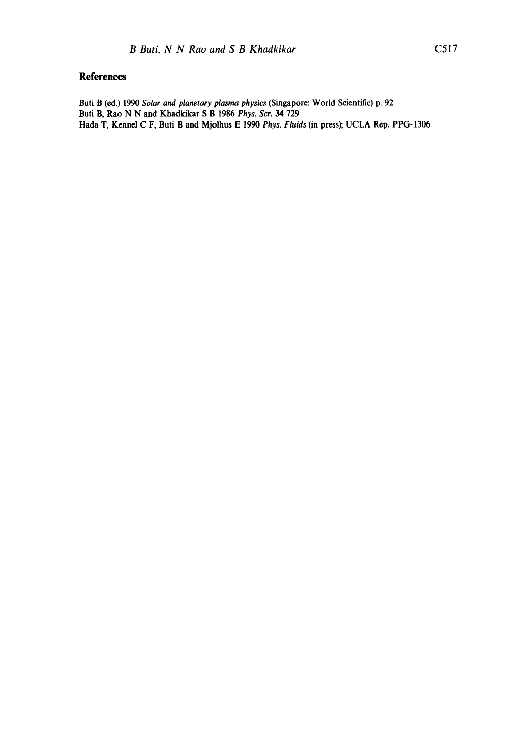## References

Buti B (ed.) 1990 *Solar and planetary plasma physics* (Singapore: World Scientific) p. 92

Buti B, Rao N N and Khadkikar S B 1986 *Phys. Scr.* **34** 729

Hada T, Kennel C F, Buti B and Mjolhus E 1990 *Phys. Fluids* (in press); UCLA Rep. PPG-1306